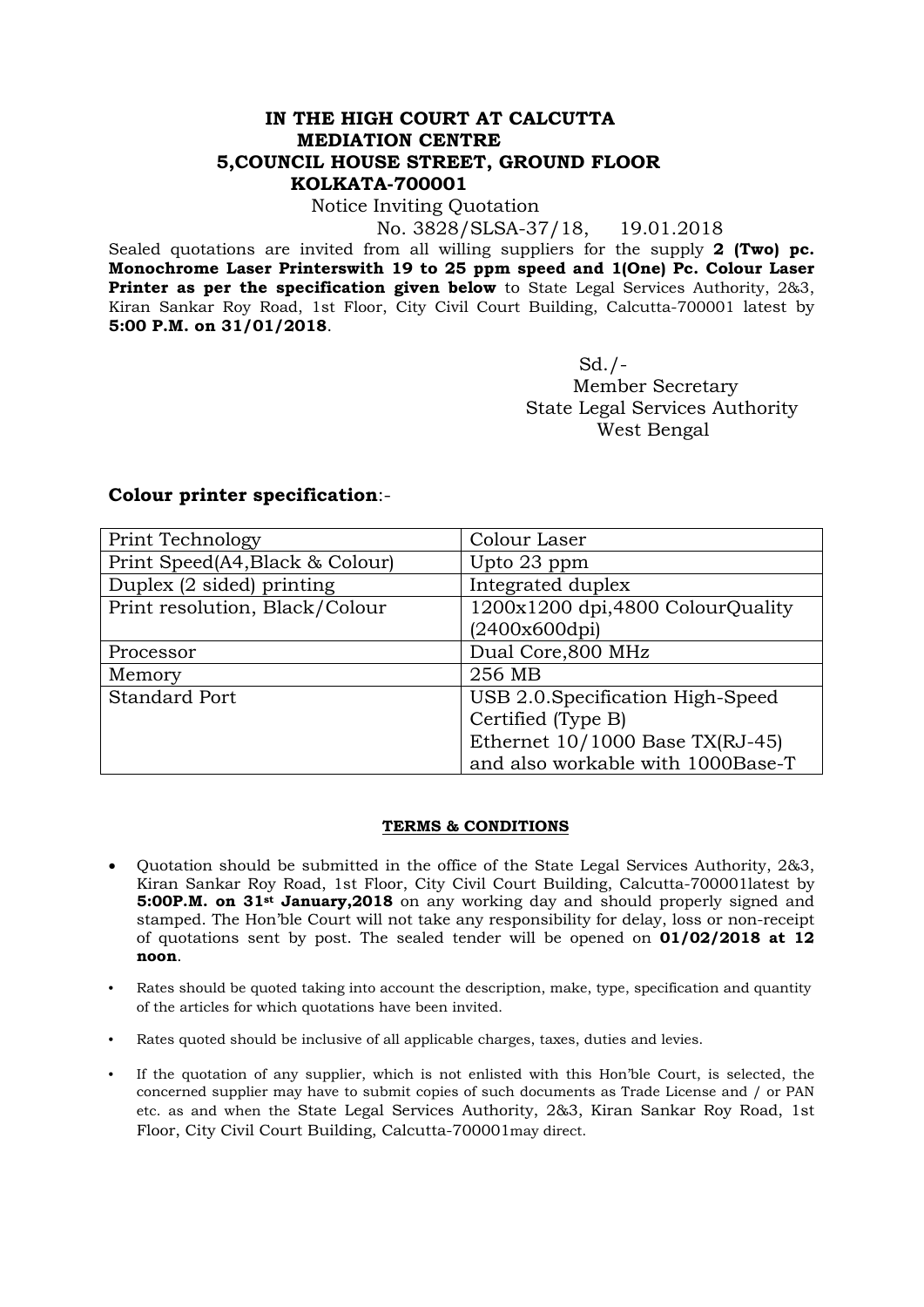**IN THE HIGH COURT AT CALCUTTA**
**MEDIATION CENTRE**
**5,COUNCIL HOUSE STREET, GROUND FLOOR**
**KOLKATA-700001**

Notice Inviting Quotation

No. 3828/SLSA-37/18, 19.01.2018

Sealed quotations are invited from all willing suppliers for the supply **2 (Two) pc. Monochrome Laser Printerswith 19 to 25 ppm speed and 1(One) Pc. Colour Laser Printer as per the specification given below** to State Legal Services Authority, 2&3, Kiran Sankar Roy Road, 1st Floor, City Civil Court Building, Calcutta-700001 latest by **5:00 P.M. on 31/01/2018**.

Sd./-
Member Secretary
State Legal Services Authority
West Bengal

## Colour printer specification:-

| Print Technology | Colour Laser |
|---|---|
| Print Speed(A4,Black & Colour) | Upto 23 ppm |
| Duplex (2 sided) printing | Integrated duplex |
| Print resolution, Black/Colour | 1200x1200 dpi,4800 ColourQuality (2400x600dpi) |
| Processor | Dual Core,800 MHz |
| Memory | 256 MB |
| Standard Port | USB 2.0.Specification High-Speed Certified (Type B)<br>Ethernet 10/1000 Base TX(RJ-45) and also workable with 1000Base-T |

**TERMS & CONDITIONS**

- Quotation should be submitted in the office of the State Legal Services Authority, 2&3, Kiran Sankar Roy Road, 1st Floor, City Civil Court Building, Calcutta-700001latest by **5:00P.M. on 31st January,2018** on any working day and should properly signed and stamped. The Hon'ble Court will not take any responsibility for delay, loss or non-receipt of quotations sent by post. The sealed tender will be opened on **01/02/2018 at 12 noon**.
- Rates should be quoted taking into account the description, make, type, specification and quantity of the articles for which quotations have been invited.
- Rates quoted should be inclusive of all applicable charges, taxes, duties and levies.
- If the quotation of any supplier, which is not enlisted with this Hon'ble Court, is selected, the concerned supplier may have to submit copies of such documents as Trade License and / or PAN etc. as and when the State Legal Services Authority, 2&3, Kiran Sankar Roy Road, 1st Floor, City Civil Court Building, Calcutta-700001may direct.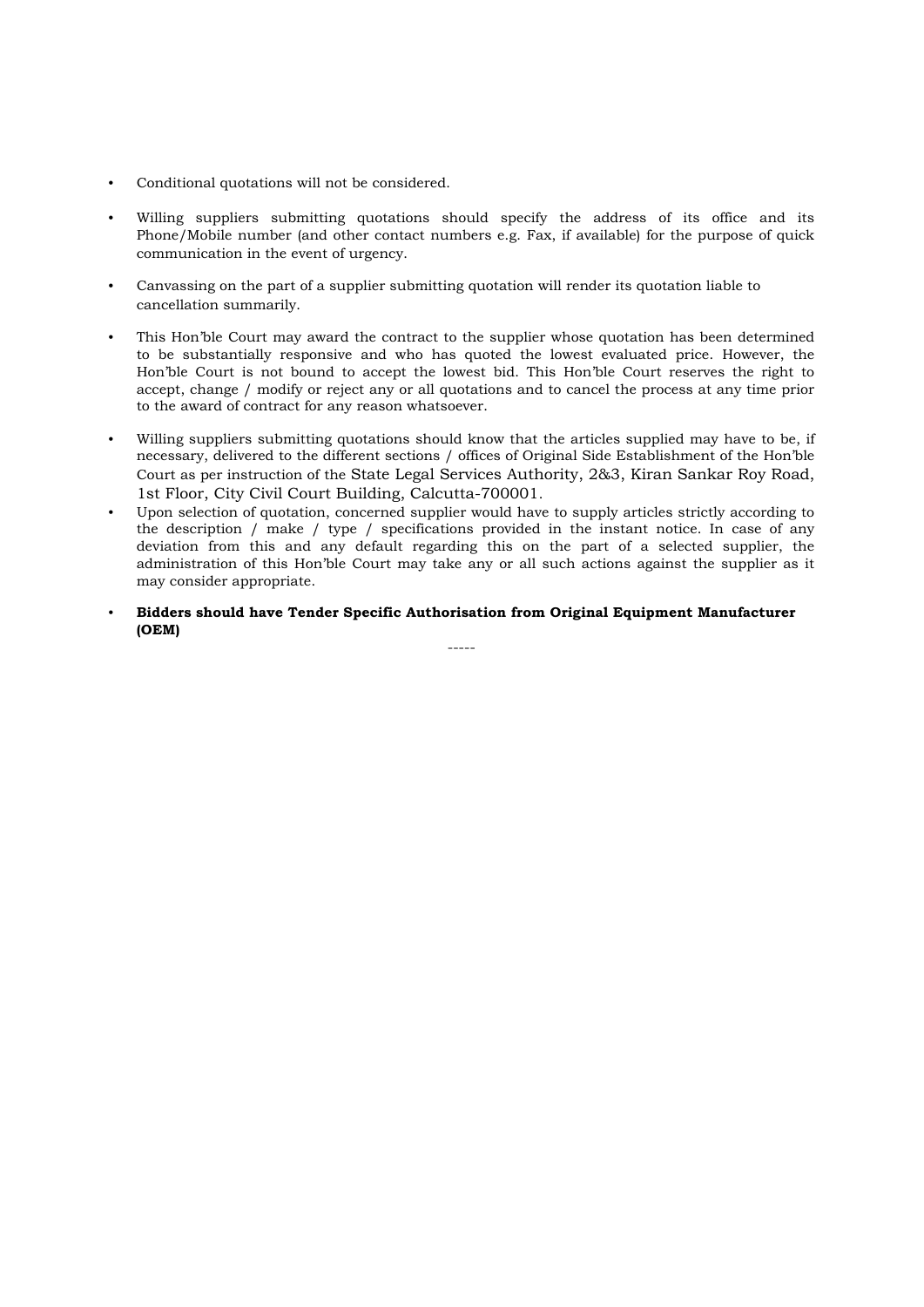- Conditional quotations will not be considered.

- Willing suppliers submitting quotations should specify the address of its office and its Phone/Mobile number (and other contact numbers e.g. Fax, if available) for the purpose of quick communication in the event of urgency.

- Canvassing on the part of a supplier submitting quotation will render its quotation liable to cancellation summarily.

- This Hon'ble Court may award the contract to the supplier whose quotation has been determined to be substantially responsive and who has quoted the lowest evaluated price. However, the Hon'ble Court is not bound to accept the lowest bid. This Hon'ble Court reserves the right to accept, change / modify or reject any or all quotations and to cancel the process at any time prior to the award of contract for any reason whatsoever.

- Willing suppliers submitting quotations should know that the articles supplied may have to be, if necessary, delivered to the different sections / offices of Original Side Establishment of the Hon'ble Court as per instruction of the State Legal Services Authority, 2&3, Kiran Sankar Roy Road, 1st Floor, City Civil Court Building, Calcutta-700001.
- Upon selection of quotation, concerned supplier would have to supply articles strictly according to the description / make / type / specifications provided in the instant notice. In case of any deviation from this and any default regarding this on the part of a selected supplier, the administration of this Hon'ble Court may take any or all such actions against the supplier as it may consider appropriate.

- **Bidders should have Tender Specific Authorisation from Original Equipment Manufacturer (OEM)**

-----